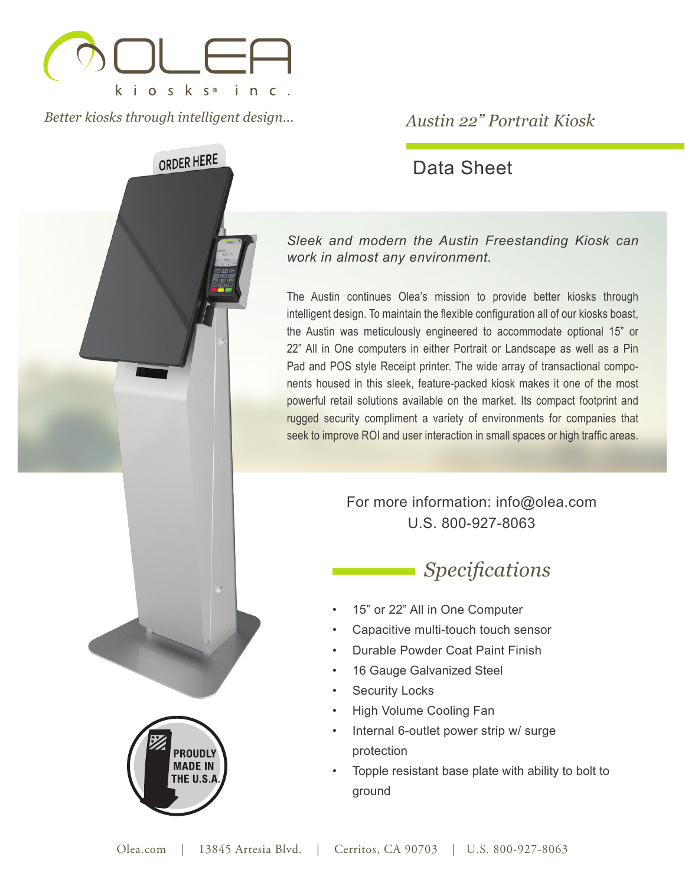OLEA kiosks® inc.

*Better kiosks through intelligent design...*

# *Austin 22" Portrait Kiosk*

## Data Sheet

*Sleek and modern the Austin Freestanding Kiosk can work in almost any environment.*

The Austin continues Olea's mission to provide better kiosks through intelligent design. To maintain the flexible configuration all of our kiosks boast, the Austin was meticulously engineered to accommodate optional 15" or 22" All in One computers in either Portrait or Landscape as well as a Pin Pad and POS style Receipt printer. The wide array of transactional components housed in this sleek, feature-packed kiosk makes it one of the most powerful retail solutions available on the market. Its compact footprint and rugged security compliment a variety of environments for companies that seek to improve ROI and user interaction in small spaces or high traffic areas.

For more information: info@olea.com
U.S. 800-927-8063

## *Specifications*

- 15" or 22" All in One Computer
- Capacitive multi-touch touch sensor
- Durable Powder Coat Paint Finish
- 16 Gauge Galvanized Steel
- Security Locks
- High Volume Cooling Fan
- Internal 6-outlet power strip w/ surge protection
- Topple resistant base plate with ability to bolt to ground

PROUDLY MADE IN THE U.S.A.

Olea.com | 13845 Artesia Blvd. | Cerritos, CA 90703 | U.S. 800-927-8063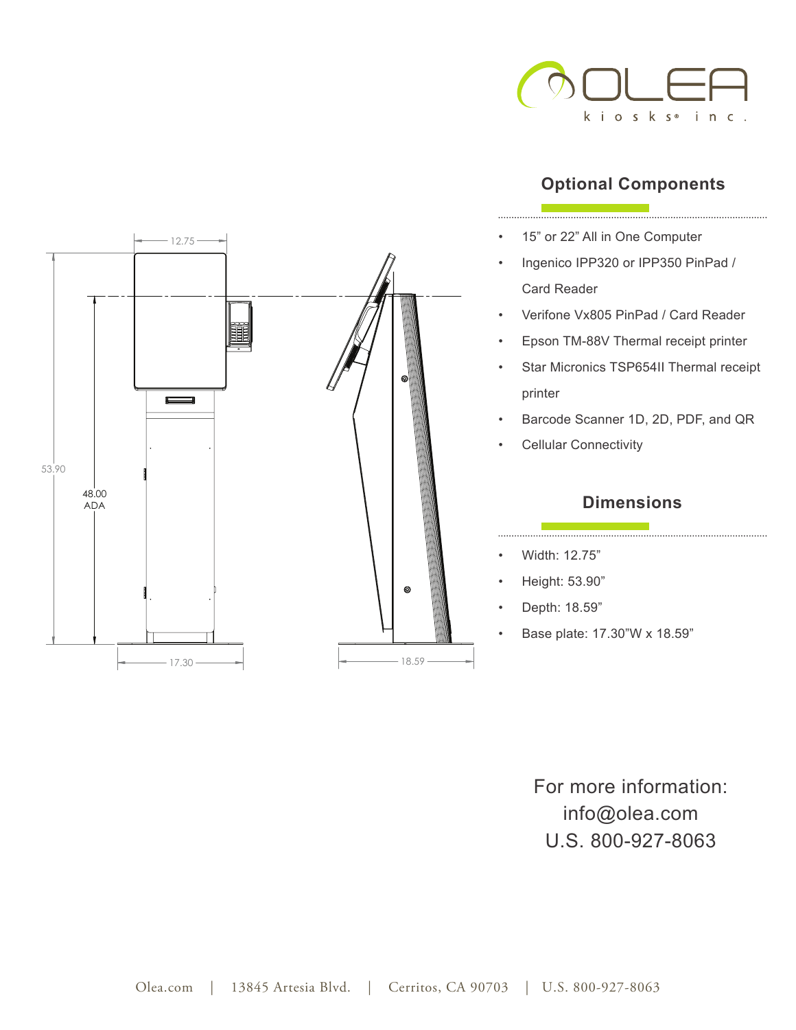OLEA kiosks® inc.

53.90

48.00 ADA

12.75

17.30

18.59

## Optional Components

- 15” or 22” All in One Computer
- Ingenico IPP320 or IPP350 PinPad / Card Reader
- Verifone Vx805 PinPad / Card Reader
- Epson TM-88V Thermal receipt printer
- Star Micronics TSP654II Thermal receipt printer
- Barcode Scanner 1D, 2D, PDF, and QR
- Cellular Connectivity

## Dimensions

- Width: 12.75”
- Height: 53.90”
- Depth: 18.59”
- Base plate: 17.30”W x 18.59”

For more information:
info@olea.com
U.S. 800-927-8063

Olea.com | 13845 Artesia Blvd. | Cerritos, CA 90703 | U.S. 800-927-8063